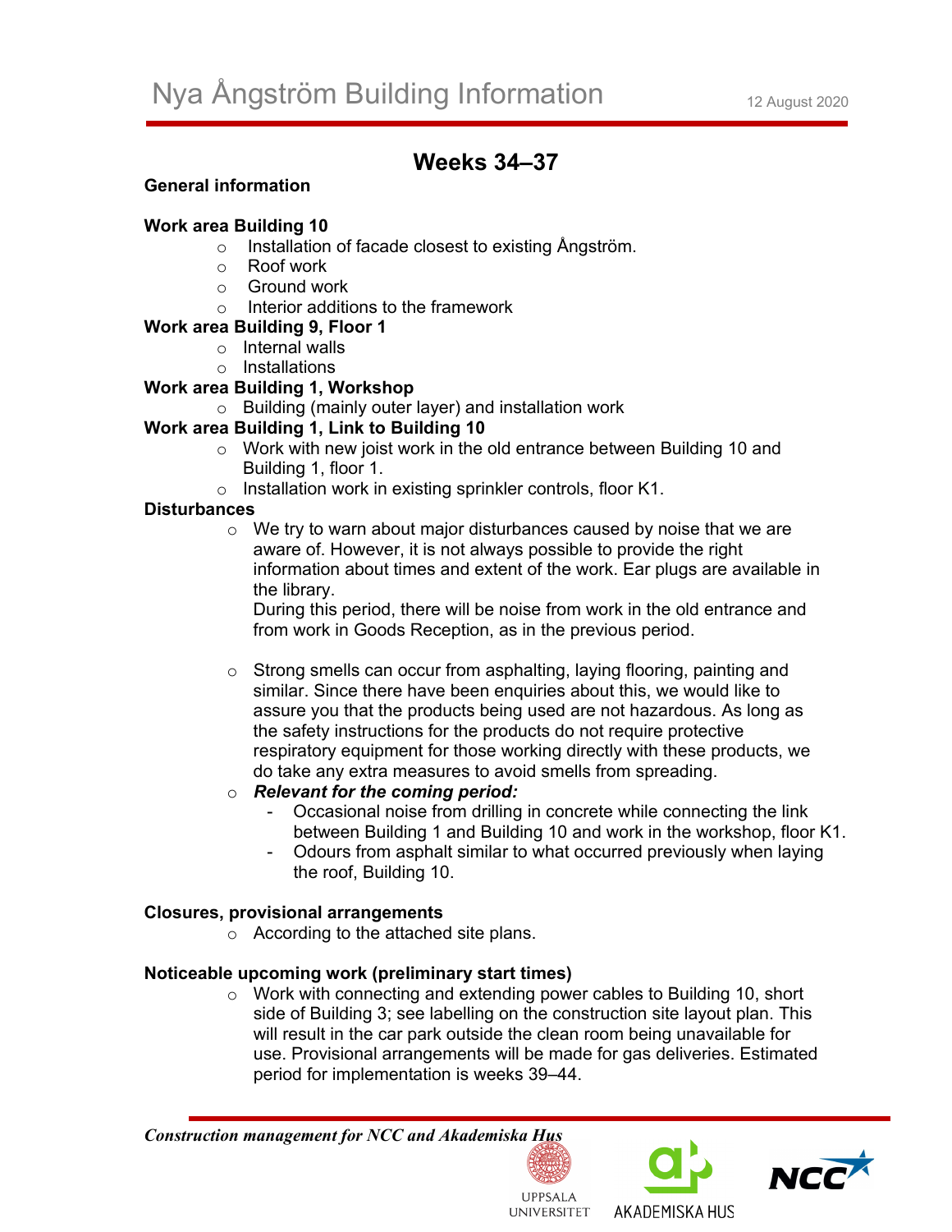# Nya Ångström Building Information

12 August 2020

## Weeks 34–37

**General information**

**Work area Building 10**

- Installation of facade closest to existing Ångström.
- Roof work
- Ground work
- Interior additions to the framework

**Work area Building 9, Floor 1**

- Internal walls
- Installations

**Work area Building 1, Workshop**

- Building (mainly outer layer) and installation work

**Work area Building 1, Link to Building 10**

- Work with new joist work in the old entrance between Building 10 and Building 1, floor 1.
- Installation work in existing sprinkler controls, floor K1.

**Disturbances**

- We try to warn about major disturbances caused by noise that we are aware of. However, it is not always possible to provide the right information about times and extent of the work. Ear plugs are available in the library.
  During this period, there will be noise from work in the old entrance and from work in Goods Reception, as in the previous period.

- Strong smells can occur from asphalting, laying flooring, painting and similar. Since there have been enquiries about this, we would like to assure you that the products being used are not hazardous. As long as the safety instructions for the products do not require protective respiratory equipment for those working directly with these products, we do take any extra measures to avoid smells from spreading.
- ***Relevant for the coming period:***
  - Occasional noise from drilling in concrete while connecting the link between Building 1 and Building 10 and work in the workshop, floor K1.
  - Odours from asphalt similar to what occurred previously when laying the roof, Building 10.

**Closures, provisional arrangements**

- According to the attached site plans.

**Noticeable upcoming work (preliminary start times)**

- Work with connecting and extending power cables to Building 10, short side of Building 3; see labelling on the construction site layout plan. This will result in the car park outside the clean room being unavailable for use. Provisional arrangements will be made for gas deliveries. Estimated period for implementation is weeks 39–44.

*Construction management for NCC and Akademiska Hus*

UPPSALA UNIVERSITET AKADEMISKA HUS NCC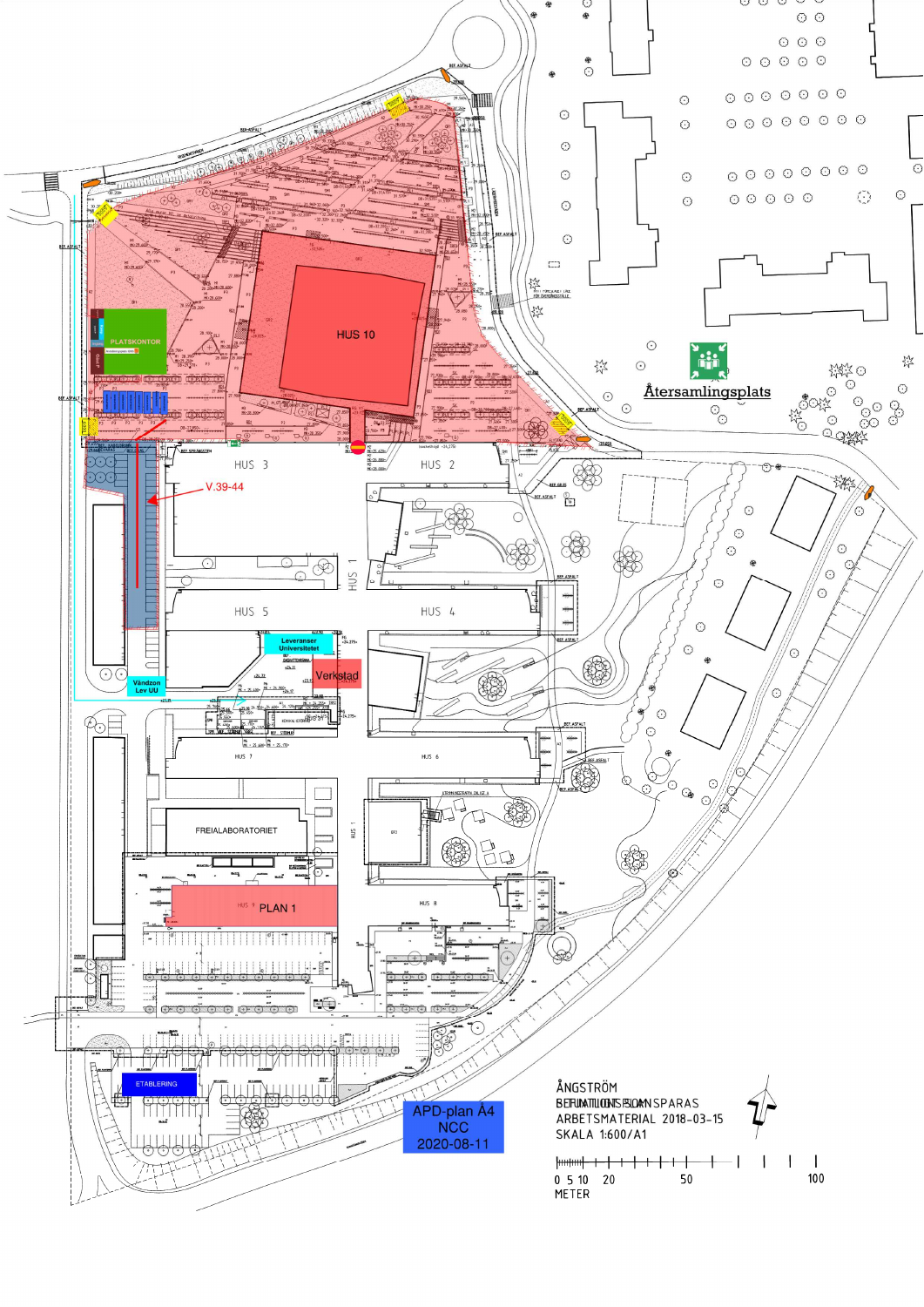PLATSKONTOR

HUS 10

Återsamlingsplats

HUS 3

HUS 2

V.39-44

HUS 1

HUS 5

HUS 4

Leveranser Universitetet

Verkstad

Vändzon Lev UU

HUS 7

HUS 6

FREIALABORATORIET

HUS 9 PLAN 1

HUS 8

ETABLERING

APD-plan Å4
NCC
2020-08-11

ÅNGSTRÖM
BEFINTLIGT SOM SPARAS
ARBETSMATERIAL 2018-03-15
SKALA 1:600/A1

0 5 10 20 50 100
METER